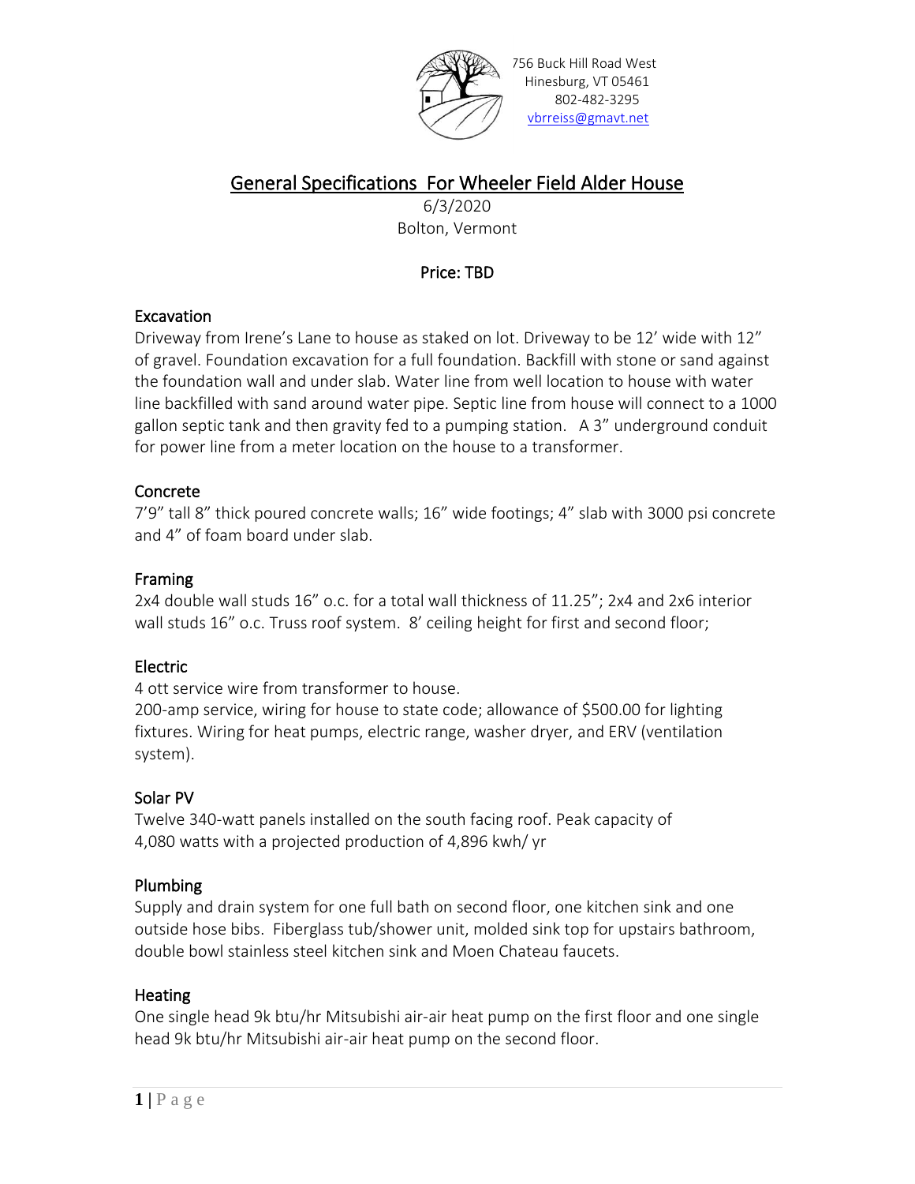756 Buck Hill Road West
Hinesburg, VT 05461
802-482-3295
vbrreiss@gmavt.net

# General Specifications For Wheeler Field Alder House

6/3/2020
Bolton, Vermont

**Price: TBD**

## Excavation

Driveway from Irene's Lane to house as staked on lot. Driveway to be 12' wide with 12" of gravel. Foundation excavation for a full foundation. Backfill with stone or sand against the foundation wall and under slab. Water line from well location to house with water line backfilled with sand around water pipe. Septic line from house will connect to a 1000 gallon septic tank and then gravity fed to a pumping station. A 3" underground conduit for power line from a meter location on the house to a transformer.

## Concrete

7'9" tall 8" thick poured concrete walls; 16" wide footings; 4" slab with 3000 psi concrete and 4" of foam board under slab.

## Framing

2x4 double wall studs 16" o.c. for a total wall thickness of 11.25"; 2x4 and 2x6 interior wall studs 16" o.c. Truss roof system. 8' ceiling height for first and second floor;

## Electric

4 ott service wire from transformer to house.

200-amp service, wiring for house to state code; allowance of $500.00 for lighting fixtures. Wiring for heat pumps, electric range, washer dryer, and ERV (ventilation system).

## Solar PV

Twelve 340-watt panels installed on the south facing roof. Peak capacity of 4,080 watts with a projected production of 4,896 kwh/ yr

## Plumbing

Supply and drain system for one full bath on second floor, one kitchen sink and one outside hose bibs. Fiberglass tub/shower unit, molded sink top for upstairs bathroom, double bowl stainless steel kitchen sink and Moen Chateau faucets.

## Heating

One single head 9k btu/hr Mitsubishi air-air heat pump on the first floor and one single head 9k btu/hr Mitsubishi air-air heat pump on the second floor.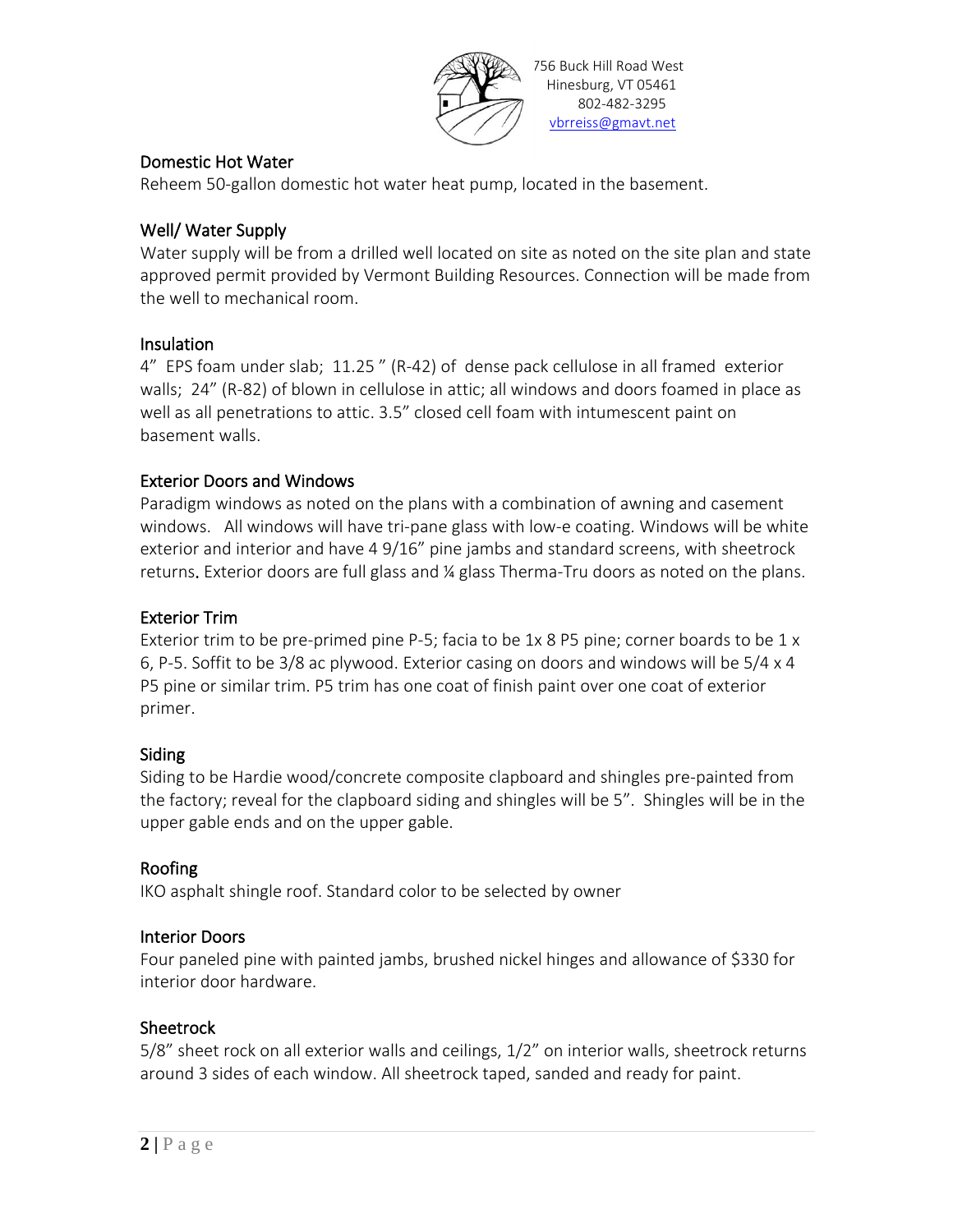756 Buck Hill Road West
Hinesburg, VT 05461
802-482-3295
vbrreiss@gmavt.net

## Domestic Hot Water

Reheem 50-gallon domestic hot water heat pump, located in the basement.

## Well/ Water Supply

Water supply will be from a drilled well located on site as noted on the site plan and state approved permit provided by Vermont Building Resources. Connection will be made from the well to mechanical room.

## Insulation

4" EPS foam under slab; 11.25 " (R-42) of dense pack cellulose in all framed exterior walls; 24" (R-82) of blown in cellulose in attic; all windows and doors foamed in place as well as all penetrations to attic. 3.5" closed cell foam with intumescent paint on basement walls.

## Exterior Doors and Windows

Paradigm windows as noted on the plans with a combination of awning and casement windows. All windows will have tri-pane glass with low-e coating. Windows will be white exterior and interior and have 4 9/16" pine jambs and standard screens, with sheetrock returns. Exterior doors are full glass and ¼ glass Therma-Tru doors as noted on the plans.

## Exterior Trim

Exterior trim to be pre-primed pine P-5; facia to be 1x 8 P5 pine; corner boards to be 1 x 6, P-5. Soffit to be 3/8 ac plywood. Exterior casing on doors and windows will be 5/4 x 4 P5 pine or similar trim. P5 trim has one coat of finish paint over one coat of exterior primer.

## Siding

Siding to be Hardie wood/concrete composite clapboard and shingles pre-painted from the factory; reveal for the clapboard siding and shingles will be 5". Shingles will be in the upper gable ends and on the upper gable.

## Roofing

IKO asphalt shingle roof. Standard color to be selected by owner

## Interior Doors

Four paneled pine with painted jambs, brushed nickel hinges and allowance of $330 for interior door hardware.

## Sheetrock

5/8" sheet rock on all exterior walls and ceilings, 1/2" on interior walls, sheetrock returns around 3 sides of each window. All sheetrock taped, sanded and ready for paint.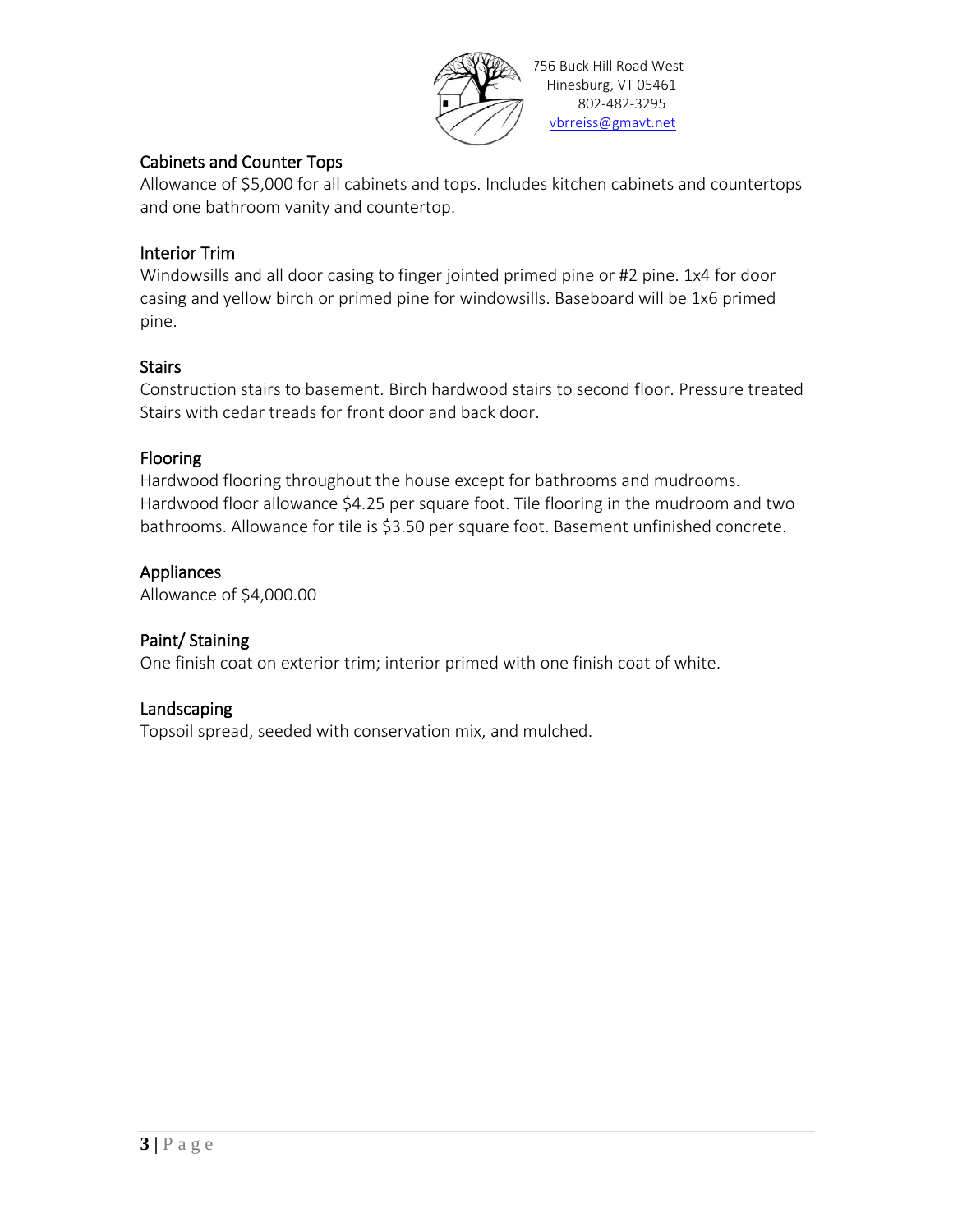756 Buck Hill Road West
Hinesburg, VT 05461
802-482-3295
vbrreiss@gmavt.net

### Cabinets and Counter Tops

Allowance of $5,000 for all cabinets and tops. Includes kitchen cabinets and countertops and one bathroom vanity and countertop.

### Interior Trim

Windowsills and all door casing to finger jointed primed pine or #2 pine. 1x4 for door casing and yellow birch or primed pine for windowsills. Baseboard will be 1x6 primed pine.

### Stairs

Construction stairs to basement. Birch hardwood stairs to second floor. Pressure treated Stairs with cedar treads for front door and back door.

### Flooring

Hardwood flooring throughout the house except for bathrooms and mudrooms. Hardwood floor allowance $4.25 per square foot. Tile flooring in the mudroom and two bathrooms. Allowance for tile is $3.50 per square foot. Basement unfinished concrete.

### Appliances

Allowance of $4,000.00

### Paint/ Staining

One finish coat on exterior trim; interior primed with one finish coat of white.

### Landscaping

Topsoil spread, seeded with conservation mix, and mulched.